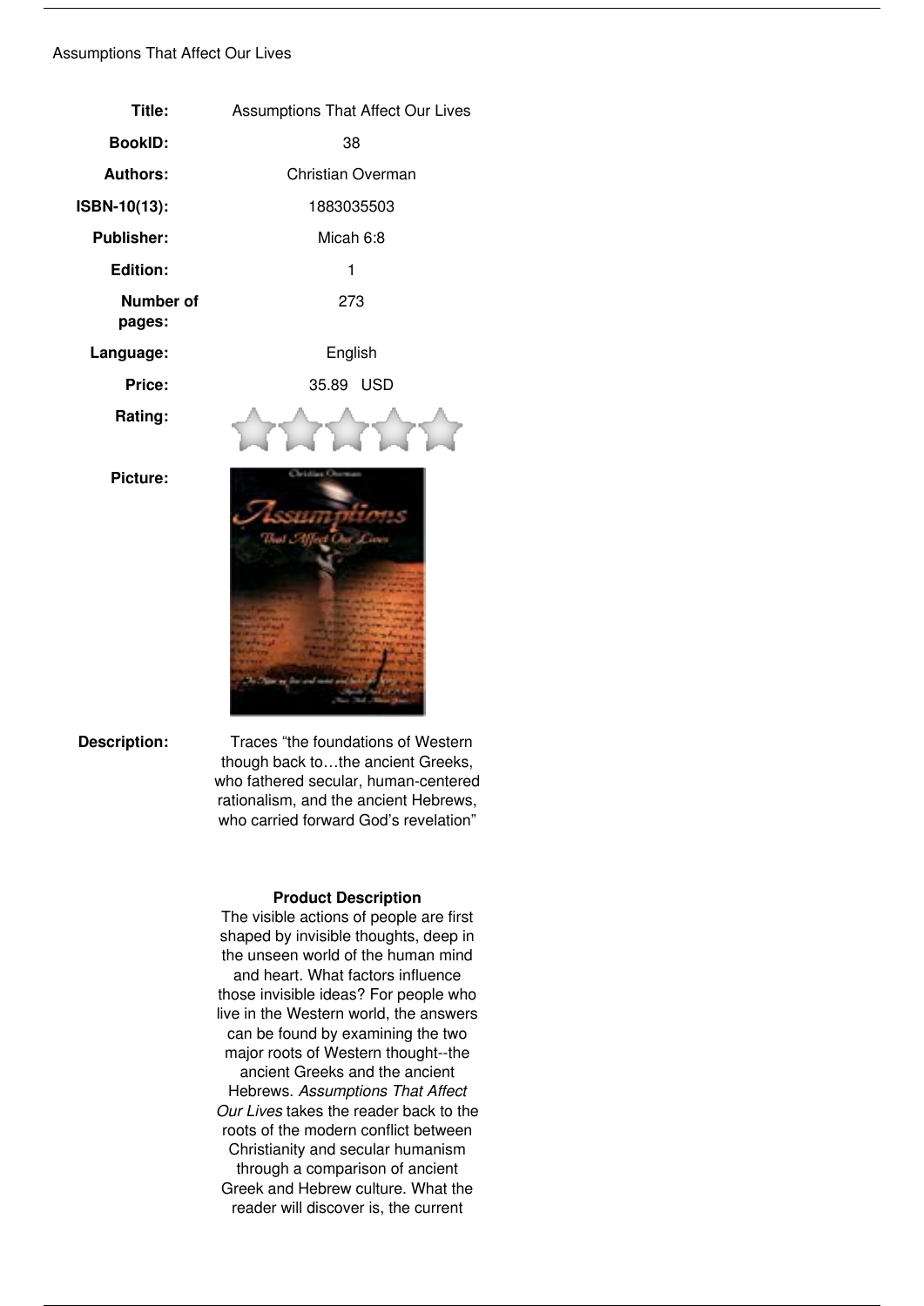Assumptions That Affect Our Lives

| | |
|---|---|
| **Title:** | Assumptions That Affect Our Lives |
| **BookID:** | 38 |
| **Authors:** | Christian Overman |
| **ISBN-10(13):** | 1883035503 |
| **Publisher:** | Micah 6:8 |
| **Edition:** | 1 |
| **Number of pages:** | 273 |
| **Language:** | English |
| **Price:** | 35.89 USD |
| **Rating:** | |
| **Picture:** | |
| **Description:** | Traces "the foundations of Western though back to…the ancient Greeks, who fathered secular, human-centered rationalism, and the ancient Hebrews, who carried forward God's revelation" |

**Product Description**

The visible actions of people are first shaped by invisible thoughts, deep in the unseen world of the human mind and heart. What factors influence those invisible ideas? For people who live in the Western world, the answers can be found by examining the two major roots of Western thought--the ancient Greeks and the ancient Hebrews. *Assumptions That Affect Our Lives* takes the reader back to the roots of the modern conflict between Christianity and secular humanism through a comparison of ancient Greek and Hebrew culture. What the reader will discover is, the current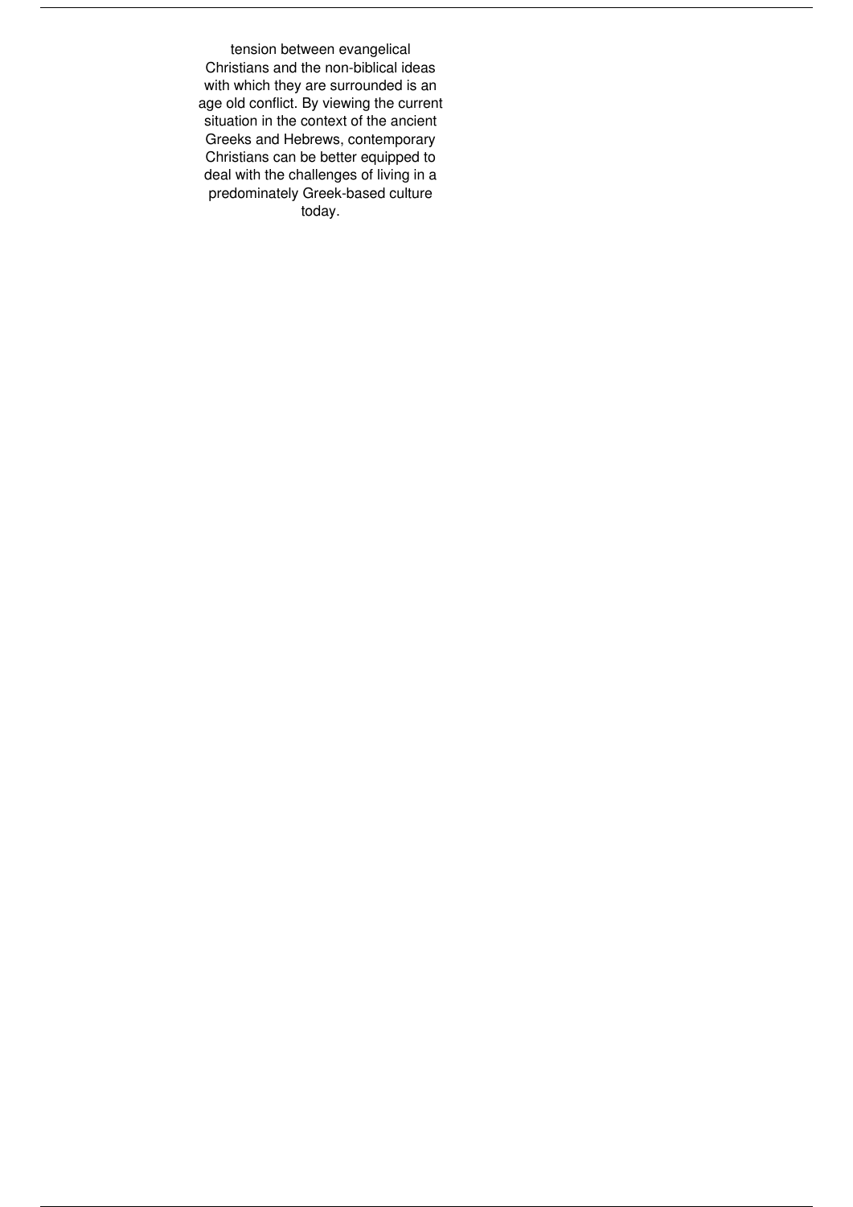tension between evangelical Christians and the non-biblical ideas with which they are surrounded is an age old conflict. By viewing the current situation in the context of the ancient Greeks and Hebrews, contemporary Christians can be better equipped to deal with the challenges of living in a predominately Greek-based culture today.